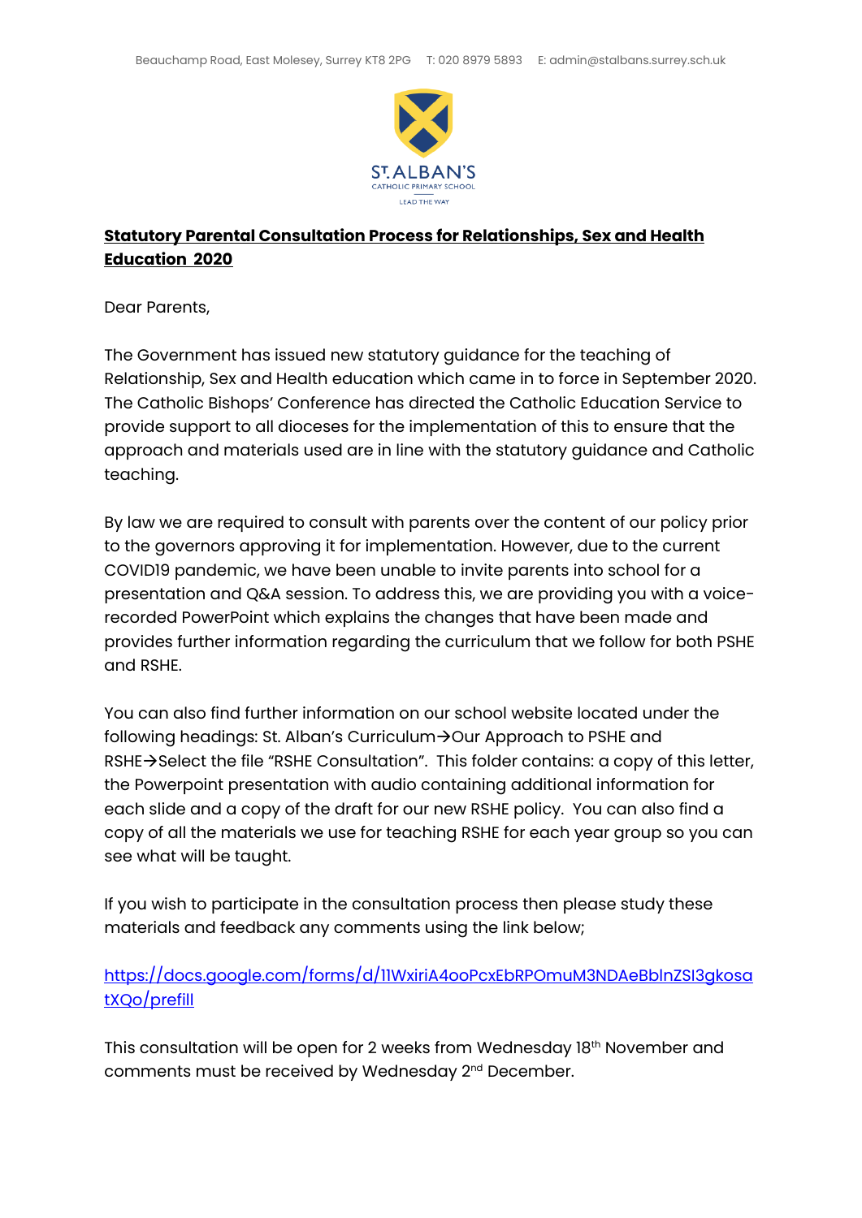Beauchamp Road, East Molesey, Surrey KT8 2PG T: 020 8979 5893 E: admin@stalbans.surrey.sch.uk

ST. ALBAN'S
CATHOLIC PRIMARY SCHOOL
LEAD THE WAY

**Statutory Parental Consultation Process for Relationships, Sex and Health Education 2020**

Dear Parents,

The Government has issued new statutory guidance for the teaching of Relationship, Sex and Health education which came in to force in September 2020. The Catholic Bishops' Conference has directed the Catholic Education Service to provide support to all dioceses for the implementation of this to ensure that the approach and materials used are in line with the statutory guidance and Catholic teaching.

By law we are required to consult with parents over the content of our policy prior to the governors approving it for implementation. However, due to the current COVID19 pandemic, we have been unable to invite parents into school for a presentation and Q&A session. To address this, we are providing you with a voice-recorded PowerPoint which explains the changes that have been made and provides further information regarding the curriculum that we follow for both PSHE and RSHE.

You can also find further information on our school website located under the following headings: St. Alban's Curriculum→Our Approach to PSHE and RSHE→Select the file "RSHE Consultation". This folder contains: a copy of this letter, the Powerpoint presentation with audio containing additional information for each slide and a copy of the draft for our new RSHE policy. You can also find a copy of all the materials we use for teaching RSHE for each year group so you can see what will be taught.

If you wish to participate in the consultation process then please study these materials and feedback any comments using the link below;

https://docs.google.com/forms/d/11WxiriA4ooPcxEbRPOmuM3NDAeBbInZSI3gkosatXQo/prefill

This consultation will be open for 2 weeks from Wednesday 18th November and comments must be received by Wednesday 2nd December.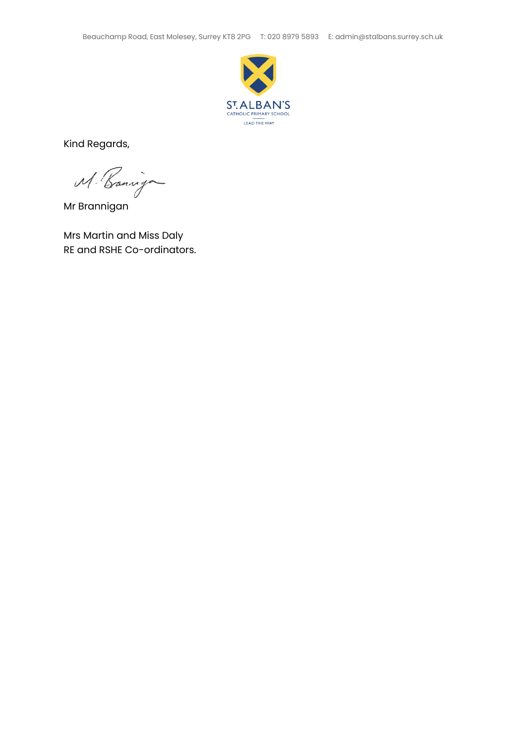Kind Regards,

Mr Brannigan

Mrs Martin and Miss Daly
RE and RSHE Co-ordinators.